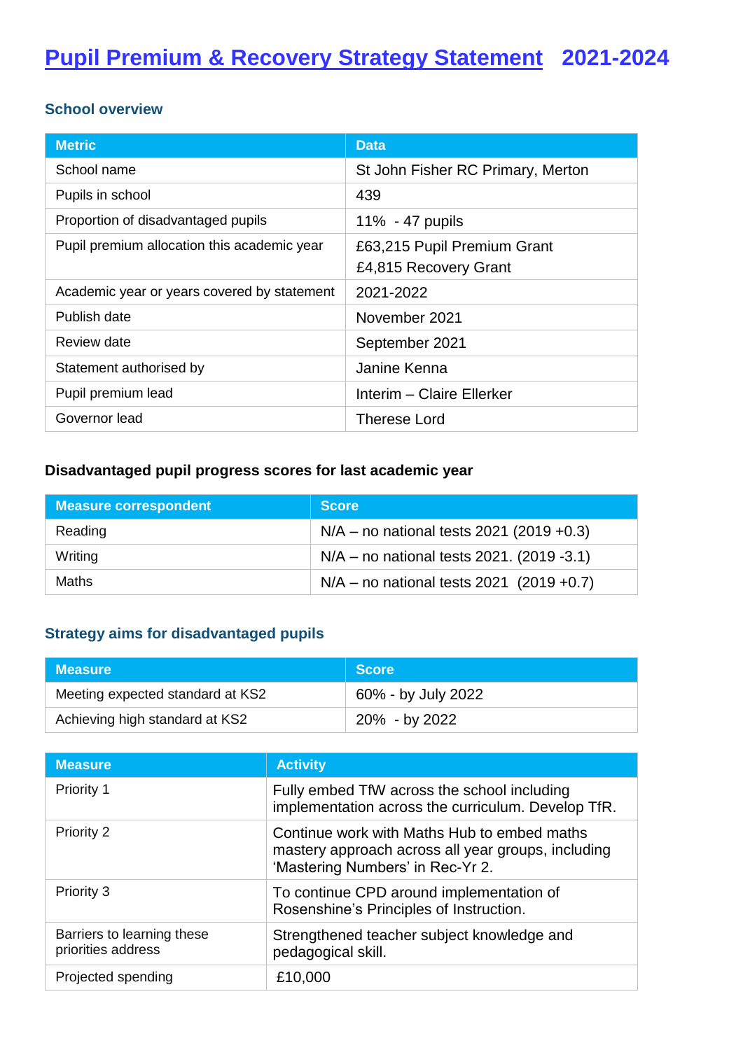# Pupil Premium & Recovery Strategy Statement 2021-2024

## School overview

| Metric | Data |
|---|---|
| School name | St John Fisher RC Primary, Merton |
| Pupils in school | 439 |
| Proportion of disadvantaged pupils | 11% - 47 pupils |
| Pupil premium allocation this academic year | £63,215 Pupil Premium Grant<br>£4,815 Recovery Grant |
| Academic year or years covered by statement | 2021-2022 |
| Publish date | November 2021 |
| Review date | September 2021 |
| Statement authorised by | Janine Kenna |
| Pupil premium lead | Interim – Claire Ellerker |
| Governor lead | Therese Lord |

## Disadvantaged pupil progress scores for last academic year

| Measure correspondent | Score |
|---|---|
| Reading | N/A – no national tests 2021 (2019 +0.3) |
| Writing | N/A – no national tests 2021. (2019 -3.1) |
| Maths | N/A – no national tests 2021 (2019 +0.7) |

## Strategy aims for disadvantaged pupils

| Measure | Score |
|---|---|
| Meeting expected standard at KS2 | 60% - by July 2022 |
| Achieving high standard at KS2 | 20% - by 2022 |

| Measure | Activity |
|---|---|
| Priority 1 | Fully embed TfW across the school including implementation across the curriculum. Develop TfR. |
| Priority 2 | Continue work with Maths Hub to embed maths mastery approach across all year groups, including 'Mastering Numbers' in Rec-Yr 2. |
| Priority 3 | To continue CPD around implementation of Rosenshine's Principles of Instruction. |
| Barriers to learning these priorities address | Strengthened teacher subject knowledge and pedagogical skill. |
| Projected spending | £10,000 |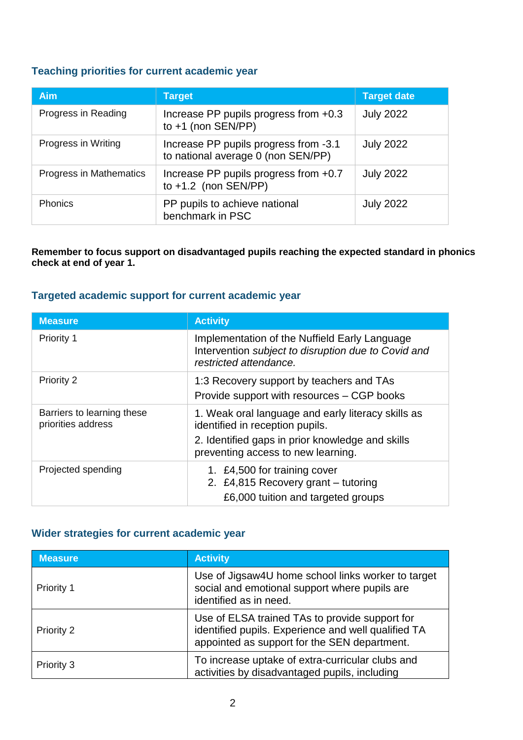### Teaching priorities for current academic year

| Aim | Target | Target date |
| --- | --- | --- |
| Progress in Reading | Increase PP pupils progress from +0.3 to +1 (non SEN/PP) | July 2022 |
| Progress in Writing | Increase PP pupils progress from -3.1 to national average 0 (non SEN/PP) | July 2022 |
| Progress in Mathematics | Increase PP pupils progress from +0.7 to +1.2 (non SEN/PP) | July 2022 |
| Phonics | PP pupils to achieve national benchmark in PSC | July 2022 |

**Remember to focus support on disadvantaged pupils reaching the expected standard in phonics check at end of year 1.**

### Targeted academic support for current academic year

| Measure | Activity |
| --- | --- |
| Priority 1 | Implementation of the Nuffield Early Language Intervention *subject to disruption due to Covid and restricted attendance.* |
| Priority 2 | 1:3 Recovery support by teachers and TAs<br>Provide support with resources – CGP books |
| Barriers to learning these priorities address | 1. Weak oral language and early literacy skills as identified in reception pupils.<br>2. Identified gaps in prior knowledge and skills preventing access to new learning. |
| Projected spending | 1. £4,500 for training cover<br>2. £4,815 Recovery grant – tutoring<br>£6,000 tuition and targeted groups |

### Wider strategies for current academic year

| Measure | Activity |
| --- | --- |
| Priority 1 | Use of Jigsaw4U home school links worker to target social and emotional support where pupils are identified as in need. |
| Priority 2 | Use of ELSA trained TAs to provide support for identified pupils. Experience and well qualified TA appointed as support for the SEN department. |
| Priority 3 | To increase uptake of extra-curricular clubs and activities by disadvantaged pupils, including |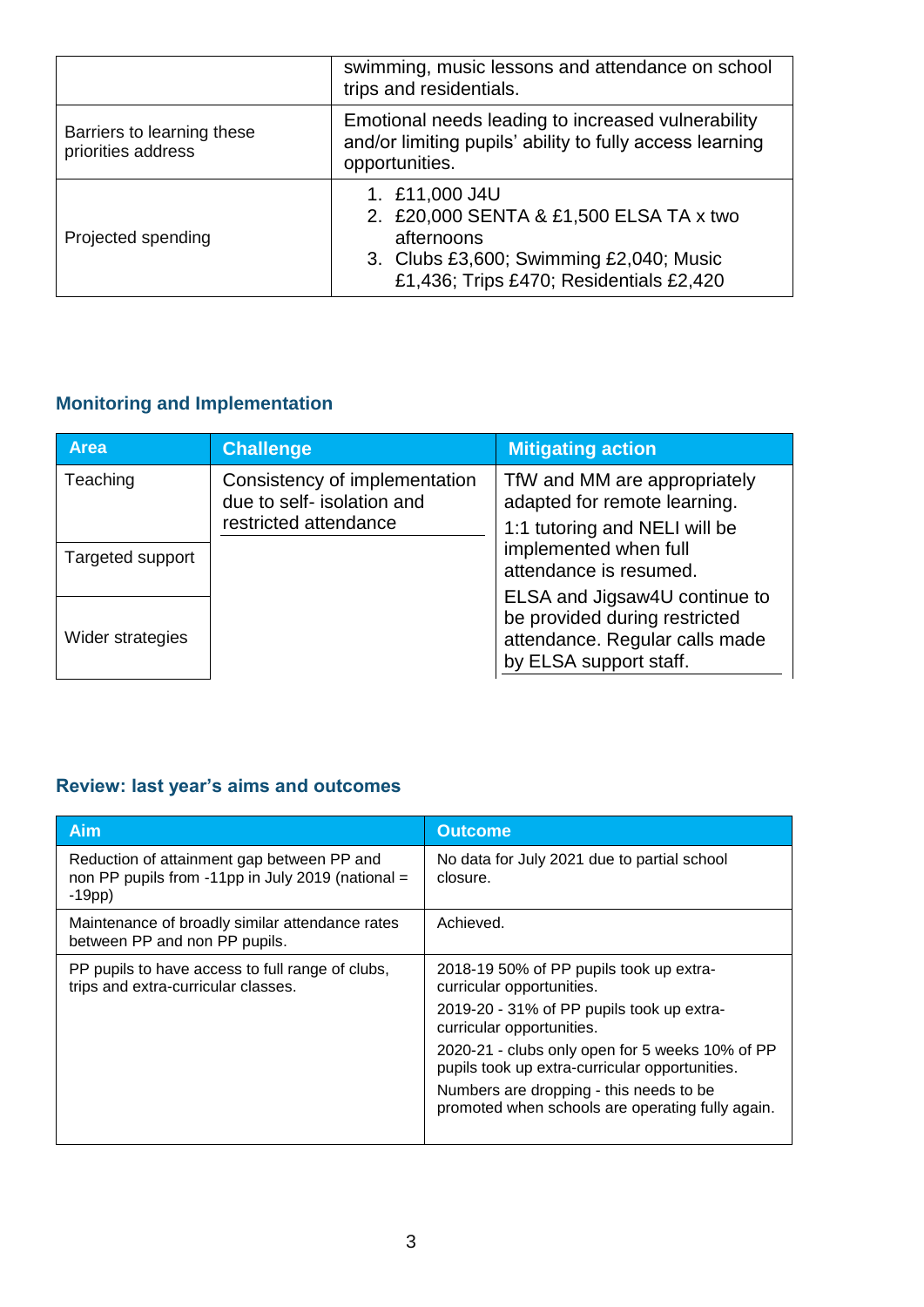| | |
|---|---|
| | swimming, music lessons and attendance on school trips and residentials. |
| Barriers to learning these priorities address | Emotional needs leading to increased vulnerability and/or limiting pupils' ability to fully access learning opportunities. |
| Projected spending | 1. £11,000 J4U<br>2. £20,000 SENTA & £1,500 ELSA TA x two afternoons<br>3. Clubs £3,600; Swimming £2,040; Music £1,436; Trips £470; Residentials £2,420 |

## Monitoring and Implementation

| Area | Challenge | Mitigating action |
|---|---|---|
| Teaching | Consistency of implementation due to self- isolation and restricted attendance | TfW and MM are appropriately adapted for remote learning. |
| Targeted support | | 1:1 tutoring and NELI will be implemented when full attendance is resumed. |
| Wider strategies | | ELSA and Jigsaw4U continue to be provided during restricted attendance. Regular calls made by ELSA support staff. |

## Review: last year's aims and outcomes

| Aim | Outcome |
|---|---|
| Reduction of attainment gap between PP and non PP pupils from -11pp in July 2019 (national = -19pp) | No data for July 2021 due to partial school closure. |
| Maintenance of broadly similar attendance rates between PP and non PP pupils. | Achieved. |
| PP pupils to have access to full range of clubs, trips and extra-curricular classes. | 2018-19 50% of PP pupils took up extra-curricular opportunities.<br>2019-20 - 31% of PP pupils took up extra-curricular opportunities.<br>2020-21 - clubs only open for 5 weeks 10% of PP pupils took up extra-curricular opportunities.<br>Numbers are dropping - this needs to be promoted when schools are operating fully again. |